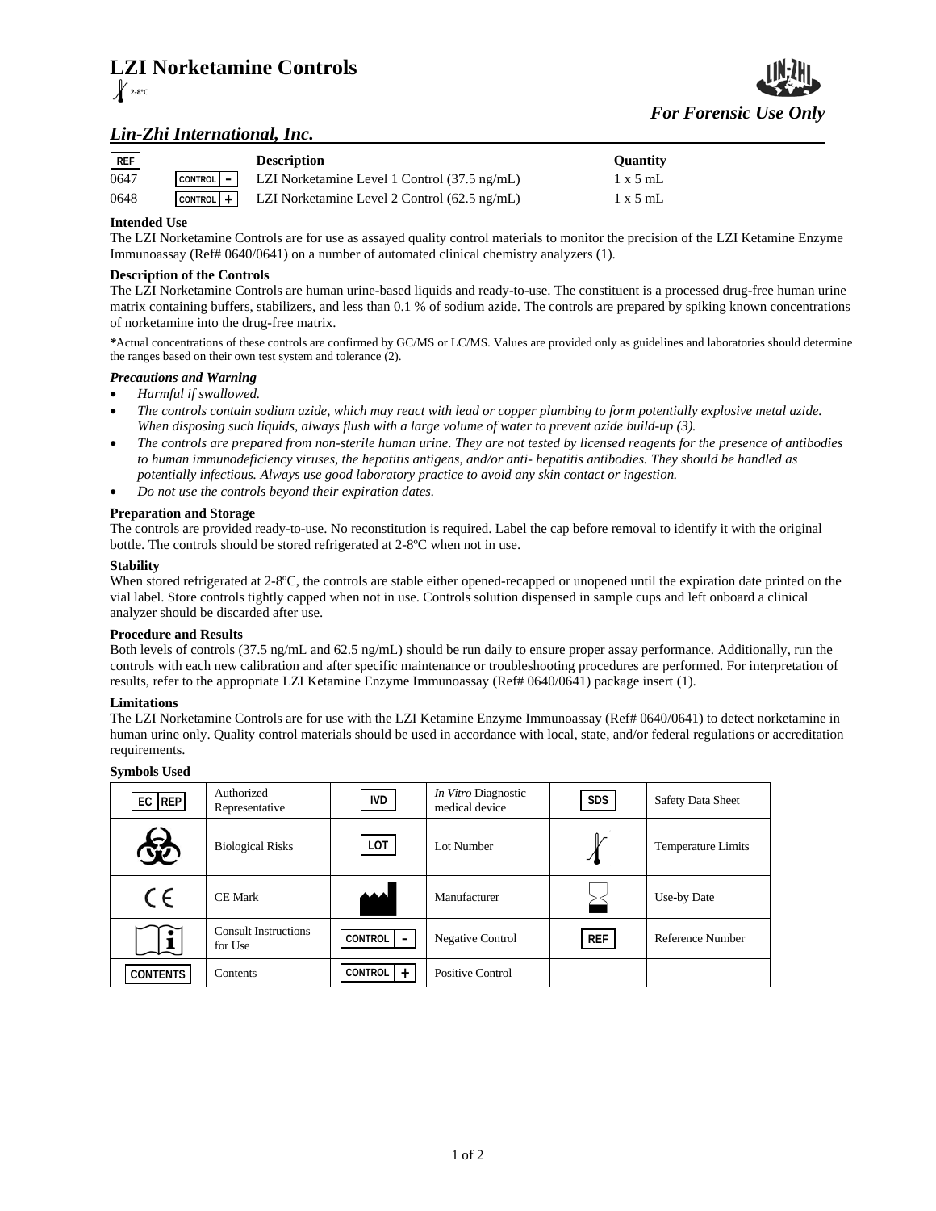# LZI Norketamine Controls

2-8ºC

*For Forensic Use Only*

## *Lin-Zhi International, Inc.*

| REF | | Description | Quantity |
|---|---|---|---|
| 0647 | CONTROL - | LZI Norketamine Level 1 Control (37.5 ng/mL) | 1 x 5 mL |
| 0648 | CONTROL + | LZI Norketamine Level 2 Control (62.5 ng/mL) | 1 x 5 mL |

**Intended Use**

The LZI Norketamine Controls are for use as assayed quality control materials to monitor the precision of the LZI Ketamine Enzyme Immunoassay (Ref# 0640/0641) on a number of automated clinical chemistry analyzers (1).

**Description of the Controls**

The LZI Norketamine Controls are human urine-based liquids and ready-to-use. The constituent is a processed drug-free human urine matrix containing buffers, stabilizers, and less than 0.1 % of sodium azide. The controls are prepared by spiking known concentrations of norketamine into the drug-free matrix.

**\***Actual concentrations of these controls are confirmed by GC/MS or LC/MS. Values are provided only as guidelines and laboratories should determine the ranges based on their own test system and tolerance (2).

***Precautions and Warning***

- *Harmful if swallowed.*
- *The controls contain sodium azide, which may react with lead or copper plumbing to form potentially explosive metal azide. When disposing such liquids, always flush with a large volume of water to prevent azide build-up (3).*
- *The controls are prepared from non-sterile human urine. They are not tested by licensed reagents for the presence of antibodies to human immunodeficiency viruses, the hepatitis antigens, and/or anti- hepatitis antibodies. They should be handled as potentially infectious. Always use good laboratory practice to avoid any skin contact or ingestion.*
- *Do not use the controls beyond their expiration dates.*

**Preparation and Storage**

The controls are provided ready-to-use. No reconstitution is required. Label the cap before removal to identify it with the original bottle. The controls should be stored refrigerated at 2-8ºC when not in use.

**Stability**

When stored refrigerated at 2-8ºC, the controls are stable either opened-recapped or unopened until the expiration date printed on the vial label. Store controls tightly capped when not in use. Controls solution dispensed in sample cups and left onboard a clinical analyzer should be discarded after use.

**Procedure and Results**

Both levels of controls (37.5 ng/mL and 62.5 ng/mL) should be run daily to ensure proper assay performance. Additionally, run the controls with each new calibration and after specific maintenance or troubleshooting procedures are performed. For interpretation of results, refer to the appropriate LZI Ketamine Enzyme Immunoassay (Ref# 0640/0641) package insert (1).

**Limitations**

The LZI Norketamine Controls are for use with the LZI Ketamine Enzyme Immunoassay (Ref# 0640/0641) to detect norketamine in human urine only. Quality control materials should be used in accordance with local, state, and/or federal regulations or accreditation requirements.

**Symbols Used**

| Symbol | Meaning | Symbol | Meaning | Symbol | Meaning |
|---|---|---|---|---|---|
| EC REP | Authorized Representative | IVD | *In Vitro* Diagnostic medical device | SDS | Safety Data Sheet |
| (biohazard symbol) | Biological Risks | LOT | Lot Number | (thermometer symbol) | Temperature Limits |
| CE | CE Mark | (factory symbol) | Manufacturer | (hourglass symbol) | Use-by Date |
| (i) | Consult Instructions for Use | CONTROL - | Negative Control | REF | Reference Number |
| CONTENTS | Contents | CONTROL + | Positive Control | | |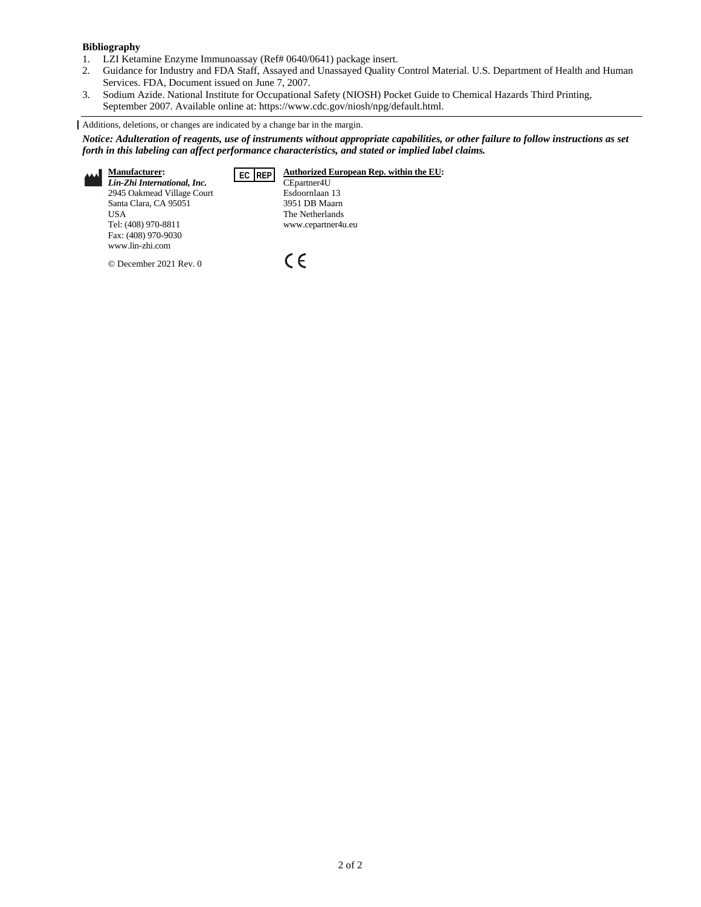**Bibliography**

1. LZI Ketamine Enzyme Immunoassay (Ref# 0640/0641) package insert.
2. Guidance for Industry and FDA Staff, Assayed and Unassayed Quality Control Material. U.S. Department of Health and Human Services. FDA, Document issued on June 7, 2007.
3. Sodium Azide. National Institute for Occupational Safety (NIOSH) Pocket Guide to Chemical Hazards Third Printing, September 2007. Available online at: https://www.cdc.gov/niosh/npg/default.html.

Additions, deletions, or changes are indicated by a change bar in the margin.

***Notice: Adulteration of reagents, use of instruments without appropriate capabilities, or other failure to follow instructions as set forth in this labeling can affect performance characteristics, and stated or implied label claims.***

**Manufacturer:**
***Lin-Zhi International, Inc.***
2945 Oakmead Village Court
Santa Clara, CA 95051
USA
Tel: (408) 970-8811
Fax: (408) 970-9030
www.lin-zhi.com

© December 2021 Rev. 0

EC REP

**Authorized European Rep. within the EU:**
CEpartner4U
Esdoornlaan 13
3951 DB Maarn
The Netherlands
www.cepartner4u.eu

CE